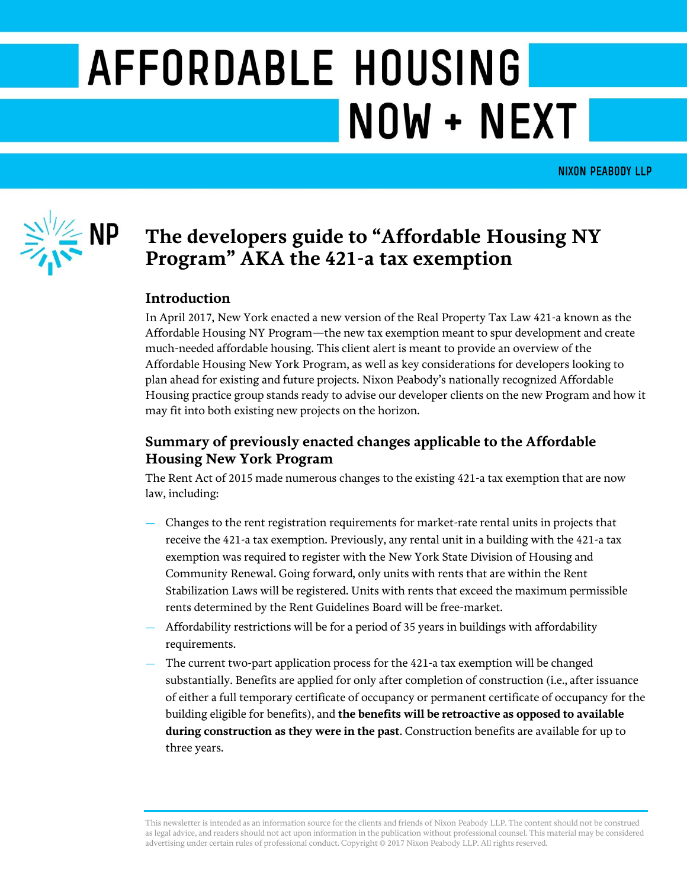# AFFORDABLE HOUSING NOW + NEXT

NIXON PEABODY LLP

## The developers guide to "Affordable Housing NY Program" AKA the 421-a tax exemption

### Introduction

In April 2017, New York enacted a new version of the Real Property Tax Law 421-a known as the Affordable Housing NY Program—the new tax exemption meant to spur development and create much-needed affordable housing. This client alert is meant to provide an overview of the Affordable Housing New York Program, as well as key considerations for developers looking to plan ahead for existing and future projects. Nixon Peabody's nationally recognized Affordable Housing practice group stands ready to advise our developer clients on the new Program and how it may fit into both existing new projects on the horizon.

### Summary of previously enacted changes applicable to the Affordable Housing New York Program

The Rent Act of 2015 made numerous changes to the existing 421-a tax exemption that are now law, including:

- Changes to the rent registration requirements for market-rate rental units in projects that receive the 421-a tax exemption. Previously, any rental unit in a building with the 421-a tax exemption was required to register with the New York State Division of Housing and Community Renewal. Going forward, only units with rents that are within the Rent Stabilization Laws will be registered. Units with rents that exceed the maximum permissible rents determined by the Rent Guidelines Board will be free-market.
- Affordability restrictions will be for a period of 35 years in buildings with affordability requirements.
- The current two-part application process for the 421-a tax exemption will be changed substantially. Benefits are applied for only after completion of construction (i.e., after issuance of either a full temporary certificate of occupancy or permanent certificate of occupancy for the building eligible for benefits), and **the benefits will be retroactive as opposed to available during construction as they were in the past**. Construction benefits are available for up to three years.

This newsletter is intended as an information source for the clients and friends of Nixon Peabody LLP. The content should not be construed as legal advice, and readers should not act upon information in the publication without professional counsel. This material may be considered advertising under certain rules of professional conduct. Copyright © 2017 Nixon Peabody LLP. All rights reserved.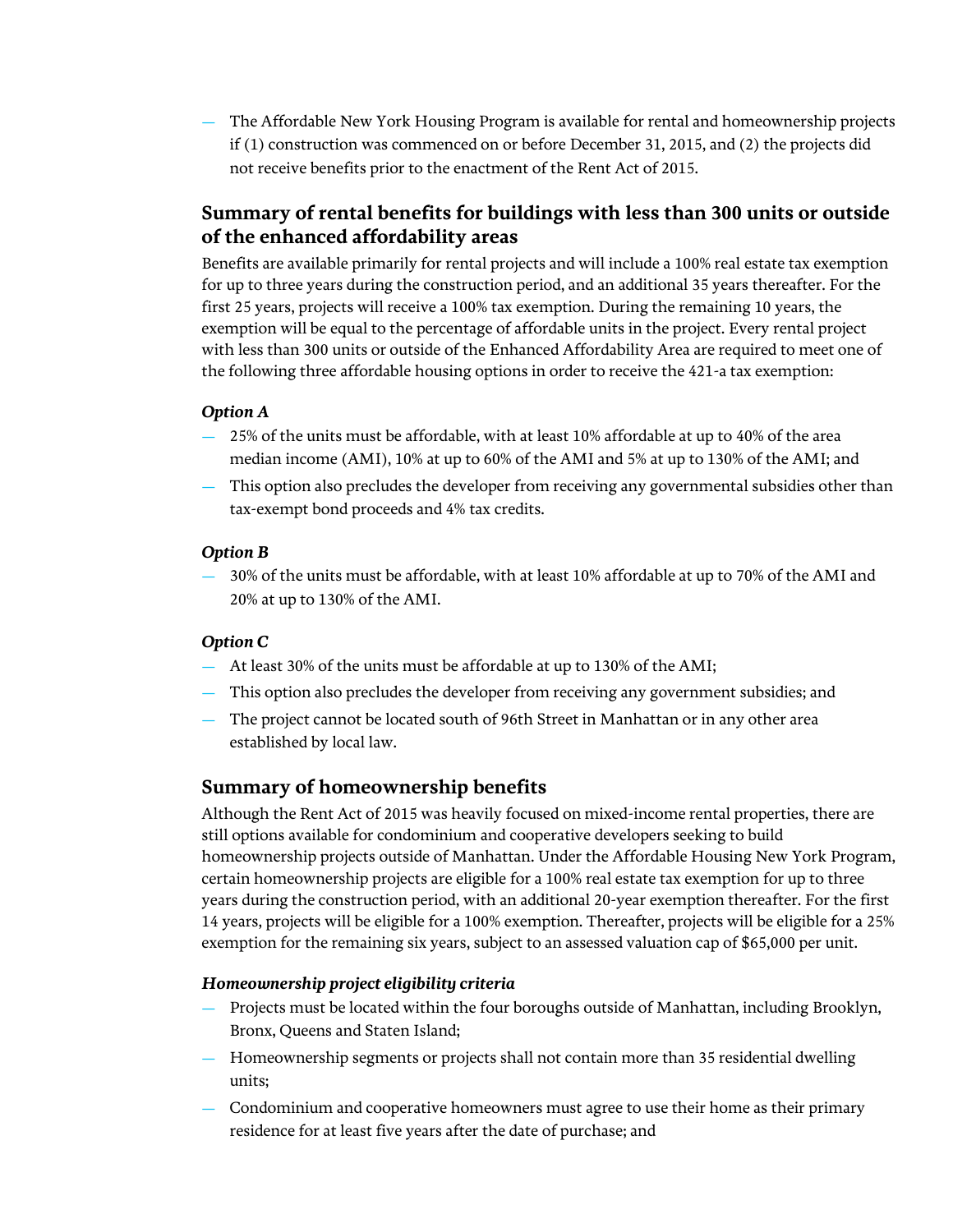- The Affordable New York Housing Program is available for rental and homeownership projects if (1) construction was commenced on or before December 31, 2015, and (2) the projects did not receive benefits prior to the enactment of the Rent Act of 2015.

## Summary of rental benefits for buildings with less than 300 units or outside of the enhanced affordability areas

Benefits are available primarily for rental projects and will include a 100% real estate tax exemption for up to three years during the construction period, and an additional 35 years thereafter. For the first 25 years, projects will receive a 100% tax exemption. During the remaining 10 years, the exemption will be equal to the percentage of affordable units in the project. Every rental project with less than 300 units or outside of the Enhanced Affordability Area are required to meet one of the following three affordable housing options in order to receive the 421-a tax exemption:

### *Option A*

- 25% of the units must be affordable, with at least 10% affordable at up to 40% of the area median income (AMI), 10% at up to 60% of the AMI and 5% at up to 130% of the AMI; and
- This option also precludes the developer from receiving any governmental subsidies other than tax-exempt bond proceeds and 4% tax credits.

### *Option B*

- 30% of the units must be affordable, with at least 10% affordable at up to 70% of the AMI and 20% at up to 130% of the AMI.

### *Option C*

- At least 30% of the units must be affordable at up to 130% of the AMI;
- This option also precludes the developer from receiving any government subsidies; and
- The project cannot be located south of 96th Street in Manhattan or in any other area established by local law.

## Summary of homeownership benefits

Although the Rent Act of 2015 was heavily focused on mixed-income rental properties, there are still options available for condominium and cooperative developers seeking to build homeownership projects outside of Manhattan. Under the Affordable Housing New York Program, certain homeownership projects are eligible for a 100% real estate tax exemption for up to three years during the construction period, with an additional 20-year exemption thereafter. For the first 14 years, projects will be eligible for a 100% exemption. Thereafter, projects will be eligible for a 25% exemption for the remaining six years, subject to an assessed valuation cap of $65,000 per unit.

### *Homeownership project eligibility criteria*

- Projects must be located within the four boroughs outside of Manhattan, including Brooklyn, Bronx, Queens and Staten Island;
- Homeownership segments or projects shall not contain more than 35 residential dwelling units;
- Condominium and cooperative homeowners must agree to use their home as their primary residence for at least five years after the date of purchase; and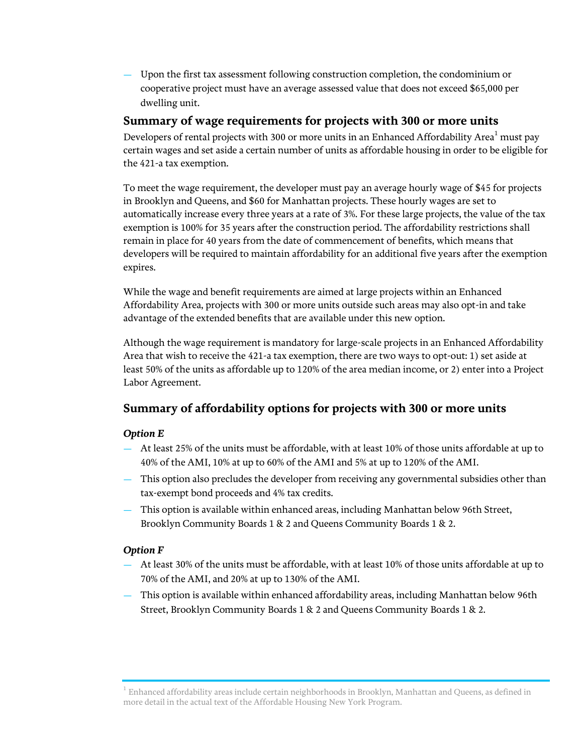- Upon the first tax assessment following construction completion, the condominium or cooperative project must have an average assessed value that does not exceed $65,000 per dwelling unit.

## Summary of wage requirements for projects with 300 or more units

Developers of rental projects with 300 or more units in an Enhanced Affordability Area[1] must pay certain wages and set aside a certain number of units as affordable housing in order to be eligible for the 421-a tax exemption.

To meet the wage requirement, the developer must pay an average hourly wage of $45 for projects in Brooklyn and Queens, and $60 for Manhattan projects. These hourly wages are set to automatically increase every three years at a rate of 3%. For these large projects, the value of the tax exemption is 100% for 35 years after the construction period. The affordability restrictions shall remain in place for 40 years from the date of commencement of benefits, which means that developers will be required to maintain affordability for an additional five years after the exemption expires.

While the wage and benefit requirements are aimed at large projects within an Enhanced Affordability Area, projects with 300 or more units outside such areas may also opt-in and take advantage of the extended benefits that are available under this new option.

Although the wage requirement is mandatory for large-scale projects in an Enhanced Affordability Area that wish to receive the 421-a tax exemption, there are two ways to opt-out: 1) set aside at least 50% of the units as affordable up to 120% of the area median income, or 2) enter into a Project Labor Agreement.

## Summary of affordability options for projects with 300 or more units

### *Option E*

- At least 25% of the units must be affordable, with at least 10% of those units affordable at up to 40% of the AMI, 10% at up to 60% of the AMI and 5% at up to 120% of the AMI.
- This option also precludes the developer from receiving any governmental subsidies other than tax-exempt bond proceeds and 4% tax credits.
- This option is available within enhanced areas, including Manhattan below 96th Street, Brooklyn Community Boards 1 & 2 and Queens Community Boards 1 & 2.

### *Option F*

- At least 30% of the units must be affordable, with at least 10% of those units affordable at up to 70% of the AMI, and 20% at up to 130% of the AMI.
- This option is available within enhanced affordability areas, including Manhattan below 96th Street, Brooklyn Community Boards 1 & 2 and Queens Community Boards 1 & 2.

[1] Enhanced affordability areas include certain neighborhoods in Brooklyn, Manhattan and Queens, as defined in more detail in the actual text of the Affordable Housing New York Program.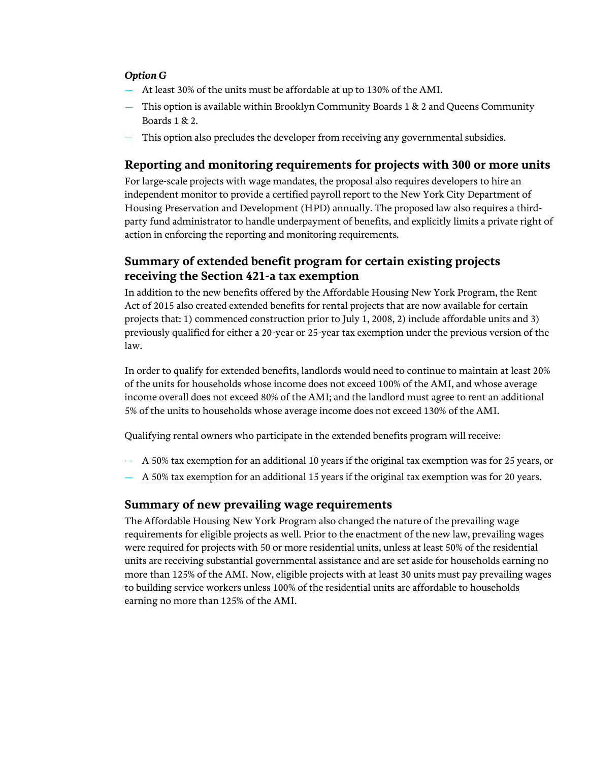*Option G*

- At least 30% of the units must be affordable at up to 130% of the AMI.
- This option is available within Brooklyn Community Boards 1 & 2 and Queens Community Boards 1 & 2.
- This option also precludes the developer from receiving any governmental subsidies.

## Reporting and monitoring requirements for projects with 300 or more units

For large-scale projects with wage mandates, the proposal also requires developers to hire an independent monitor to provide a certified payroll report to the New York City Department of Housing Preservation and Development (HPD) annually. The proposed law also requires a third-party fund administrator to handle underpayment of benefits, and explicitly limits a private right of action in enforcing the reporting and monitoring requirements.

## Summary of extended benefit program for certain existing projects receiving the Section 421-a tax exemption

In addition to the new benefits offered by the Affordable Housing New York Program, the Rent Act of 2015 also created extended benefits for rental projects that are now available for certain projects that: 1) commenced construction prior to July 1, 2008, 2) include affordable units and 3) previously qualified for either a 20-year or 25-year tax exemption under the previous version of the law.

In order to qualify for extended benefits, landlords would need to continue to maintain at least 20% of the units for households whose income does not exceed 100% of the AMI, and whose average income overall does not exceed 80% of the AMI; and the landlord must agree to rent an additional 5% of the units to households whose average income does not exceed 130% of the AMI.

Qualifying rental owners who participate in the extended benefits program will receive:

- A 50% tax exemption for an additional 10 years if the original tax exemption was for 25 years, or
- A 50% tax exemption for an additional 15 years if the original tax exemption was for 20 years.

## Summary of new prevailing wage requirements

The Affordable Housing New York Program also changed the nature of the prevailing wage requirements for eligible projects as well. Prior to the enactment of the new law, prevailing wages were required for projects with 50 or more residential units, unless at least 50% of the residential units are receiving substantial governmental assistance and are set aside for households earning no more than 125% of the AMI. Now, eligible projects with at least 30 units must pay prevailing wages to building service workers unless 100% of the residential units are affordable to households earning no more than 125% of the AMI.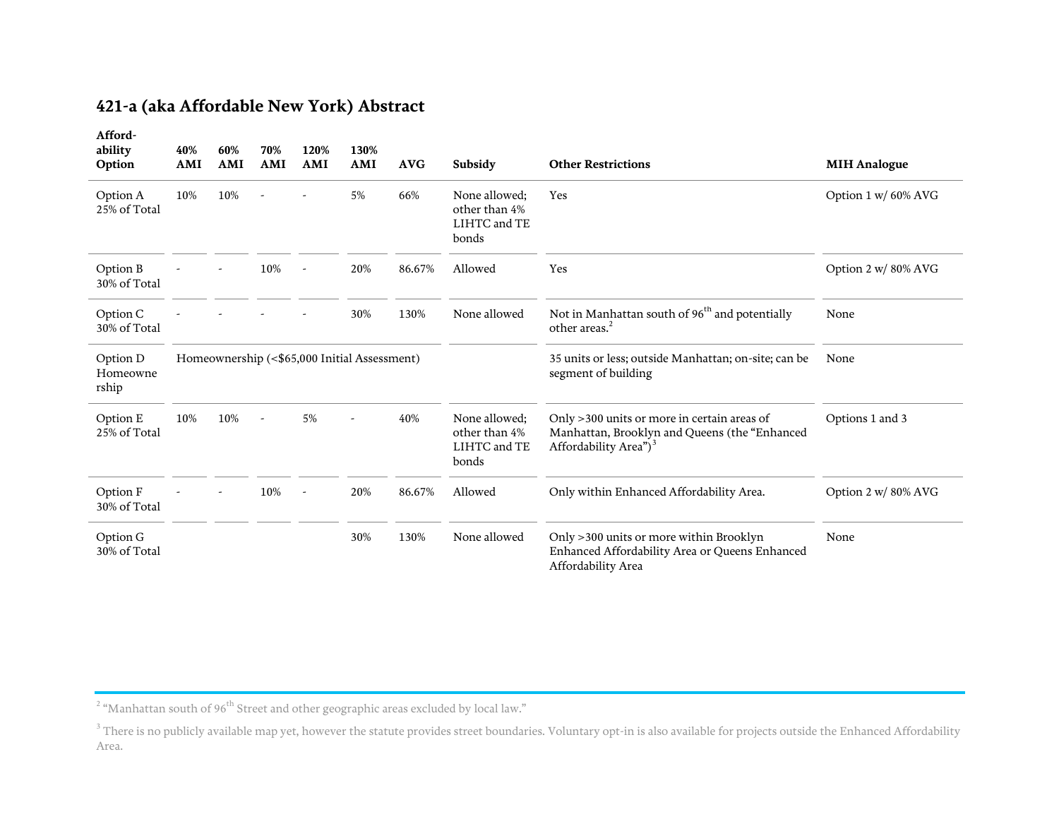## 421-a (aka Affordable New York) Abstract

| Affordability Option | 40% AMI | 60% AMI | 70% AMI | 120% AMI | 130% AMI | AVG | Subsidy | Other Restrictions | MIH Analogue |
|---|---|---|---|---|---|---|---|---|---|
| Option A 25% of Total | 10% | 10% | - | - | 5% | 66% | None allowed; other than 4% LIHTC and TE bonds | Yes | Option 1 w/ 60% AVG |
| Option B 30% of Total | - | - | 10% | - | 20% | 86.67% | Allowed | Yes | Option 2 w/ 80% AVG |
| Option C 30% of Total | - | - | - | - | 30% | 130% | None allowed | Not in Manhattan south of 96th and potentially other areas.[2] | None |
| Option D Homeownership | Homeownership (<$65,000 Initial Assessment) | | | | | | | 35 units or less; outside Manhattan; on-site; can be segment of building | None |
| Option E 25% of Total | 10% | 10% | - | 5% | - | 40% | None allowed; other than 4% LIHTC and TE bonds | Only >300 units or more in certain areas of Manhattan, Brooklyn and Queens (the "Enhanced Affordability Area")[3] | Options 1 and 3 |
| Option F 30% of Total | - | - | 10% | - | 20% | 86.67% | Allowed | Only within Enhanced Affordability Area. | Option 2 w/ 80% AVG |
| Option G 30% of Total | | | | | 30% | 130% | None allowed | Only >300 units or more within Brooklyn Enhanced Affordability Area or Queens Enhanced Affordability Area | None |

[2] "Manhattan south of 96th Street and other geographic areas excluded by local law."

[3] There is no publicly available map yet, however the statute provides street boundaries. Voluntary opt-in is also available for projects outside the Enhanced Affordability Area.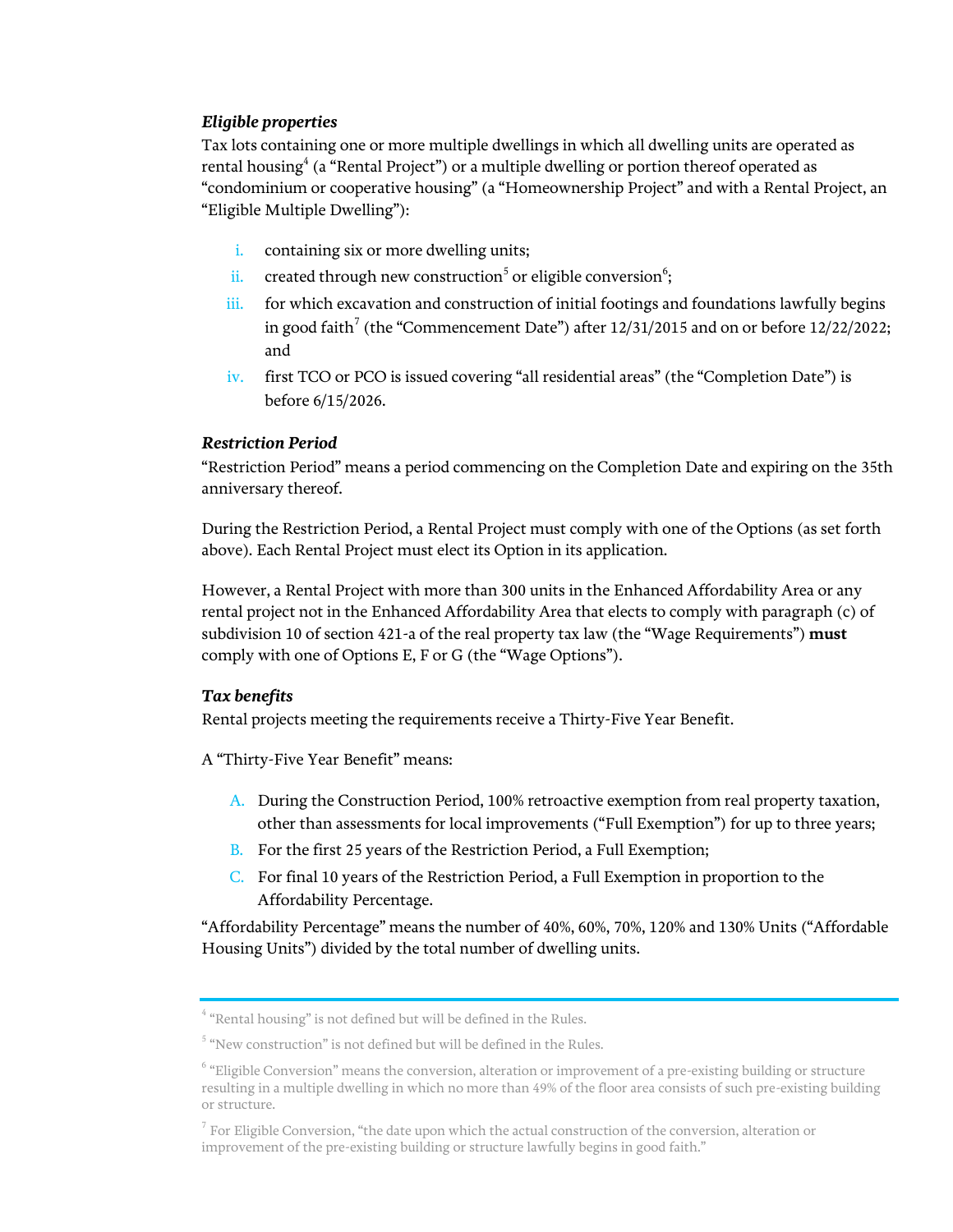***Eligible properties***

Tax lots containing one or more multiple dwellings in which all dwelling units are operated as rental housing[4] (a "Rental Project") or a multiple dwelling or portion thereof operated as "condominium or cooperative housing" (a "Homeownership Project" and with a Rental Project, an "Eligible Multiple Dwelling"):

i. containing six or more dwelling units;
ii. created through new construction[5] or eligible conversion[6];
iii. for which excavation and construction of initial footings and foundations lawfully begins in good faith[7] (the "Commencement Date") after 12/31/2015 and on or before 12/22/2022; and
iv. first TCO or PCO is issued covering "all residential areas" (the "Completion Date") is before 6/15/2026.

***Restriction Period***

"Restriction Period" means a period commencing on the Completion Date and expiring on the 35th anniversary thereof.

During the Restriction Period, a Rental Project must comply with one of the Options (as set forth above). Each Rental Project must elect its Option in its application.

However, a Rental Project with more than 300 units in the Enhanced Affordability Area or any rental project not in the Enhanced Affordability Area that elects to comply with paragraph (c) of subdivision 10 of section 421-a of the real property tax law (the "Wage Requirements") **must** comply with one of Options E, F or G (the "Wage Options").

***Tax benefits***

Rental projects meeting the requirements receive a Thirty-Five Year Benefit.

A "Thirty-Five Year Benefit" means:

A. During the Construction Period, 100% retroactive exemption from real property taxation, other than assessments for local improvements ("Full Exemption") for up to three years;
B. For the first 25 years of the Restriction Period, a Full Exemption;
C. For final 10 years of the Restriction Period, a Full Exemption in proportion to the Affordability Percentage.

"Affordability Percentage" means the number of 40%, 60%, 70%, 120% and 130% Units ("Affordable Housing Units") divided by the total number of dwelling units.

---

[4] "Rental housing" is not defined but will be defined in the Rules.

[5] "New construction" is not defined but will be defined in the Rules.

[6] "Eligible Conversion" means the conversion, alteration or improvement of a pre-existing building or structure resulting in a multiple dwelling in which no more than 49% of the floor area consists of such pre-existing building or structure.

[7] For Eligible Conversion, "the date upon which the actual construction of the conversion, alteration or improvement of the pre-existing building or structure lawfully begins in good faith."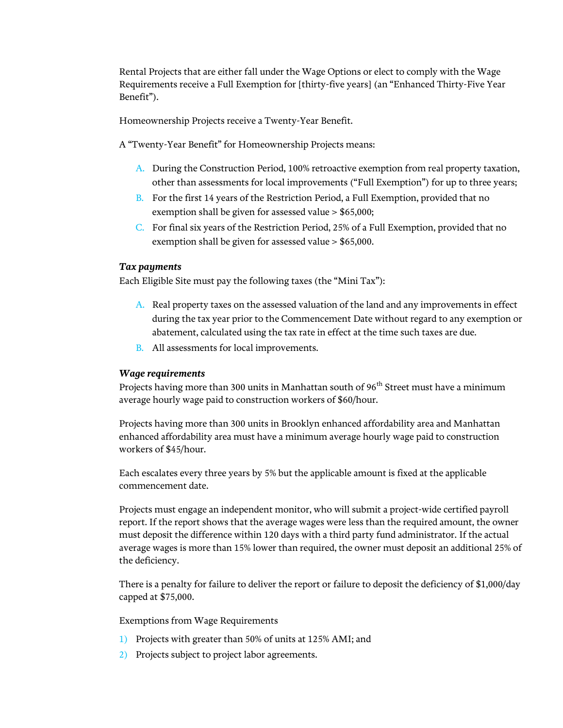Rental Projects that are either fall under the Wage Options or elect to comply with the Wage Requirements receive a Full Exemption for [thirty-five years] (an "Enhanced Thirty-Five Year Benefit").

Homeownership Projects receive a Twenty-Year Benefit.

A "Twenty-Year Benefit" for Homeownership Projects means:

A. During the Construction Period, 100% retroactive exemption from real property taxation, other than assessments for local improvements ("Full Exemption") for up to three years;
B. For the first 14 years of the Restriction Period, a Full Exemption, provided that no exemption shall be given for assessed value > $65,000;
C. For final six years of the Restriction Period, 25% of a Full Exemption, provided that no exemption shall be given for assessed value > $65,000.

***Tax payments***

Each Eligible Site must pay the following taxes (the "Mini Tax"):

A. Real property taxes on the assessed valuation of the land and any improvements in effect during the tax year prior to the Commencement Date without regard to any exemption or abatement, calculated using the tax rate in effect at the time such taxes are due.
B. All assessments for local improvements.

***Wage requirements***

Projects having more than 300 units in Manhattan south of 96th Street must have a minimum average hourly wage paid to construction workers of $60/hour.

Projects having more than 300 units in Brooklyn enhanced affordability area and Manhattan enhanced affordability area must have a minimum average hourly wage paid to construction workers of $45/hour.

Each escalates every three years by 5% but the applicable amount is fixed at the applicable commencement date.

Projects must engage an independent monitor, who will submit a project-wide certified payroll report. If the report shows that the average wages were less than the required amount, the owner must deposit the difference within 120 days with a third party fund administrator. If the actual average wages is more than 15% lower than required, the owner must deposit an additional 25% of the deficiency.

There is a penalty for failure to deliver the report or failure to deposit the deficiency of $1,000/day capped at $75,000.

Exemptions from Wage Requirements

1) Projects with greater than 50% of units at 125% AMI; and
2) Projects subject to project labor agreements.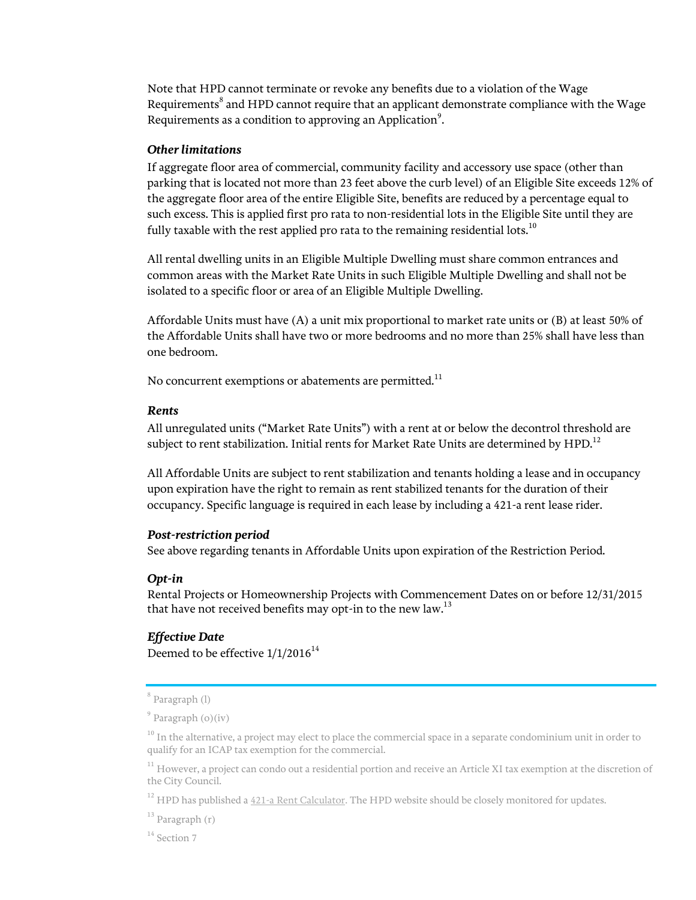Note that HPD cannot terminate or revoke any benefits due to a violation of the Wage Requirements[8] and HPD cannot require that an applicant demonstrate compliance with the Wage Requirements as a condition to approving an Application[9].

***Other limitations***

If aggregate floor area of commercial, community facility and accessory use space (other than parking that is located not more than 23 feet above the curb level) of an Eligible Site exceeds 12% of the aggregate floor area of the entire Eligible Site, benefits are reduced by a percentage equal to such excess. This is applied first pro rata to non-residential lots in the Eligible Site until they are fully taxable with the rest applied pro rata to the remaining residential lots.[10]

All rental dwelling units in an Eligible Multiple Dwelling must share common entrances and common areas with the Market Rate Units in such Eligible Multiple Dwelling and shall not be isolated to a specific floor or area of an Eligible Multiple Dwelling.

Affordable Units must have (A) a unit mix proportional to market rate units or (B) at least 50% of the Affordable Units shall have two or more bedrooms and no more than 25% shall have less than one bedroom.

No concurrent exemptions or abatements are permitted.[11]

***Rents***

All unregulated units ("Market Rate Units") with a rent at or below the decontrol threshold are subject to rent stabilization. Initial rents for Market Rate Units are determined by HPD.[12]

All Affordable Units are subject to rent stabilization and tenants holding a lease and in occupancy upon expiration have the right to remain as rent stabilized tenants for the duration of their occupancy. Specific language is required in each lease by including a 421-a rent lease rider.

***Post-restriction period***

See above regarding tenants in Affordable Units upon expiration of the Restriction Period.

***Opt-in***

Rental Projects or Homeownership Projects with Commencement Dates on or before 12/31/2015 that have not received benefits may opt-in to the new law.[13]

***Effective Date***

Deemed to be effective 1/1/2016[14]

---

[8] Paragraph (l)

[9] Paragraph (o)(iv)

[10] In the alternative, a project may elect to place the commercial space in a separate condominium unit in order to qualify for an ICAP tax exemption for the commercial.

[11] However, a project can condo out a residential portion and receive an Article XI tax exemption at the discretion of the City Council.

[12] HPD has published a 421-a Rent Calculator. The HPD website should be closely monitored for updates.

[13] Paragraph (r)

[14] Section 7